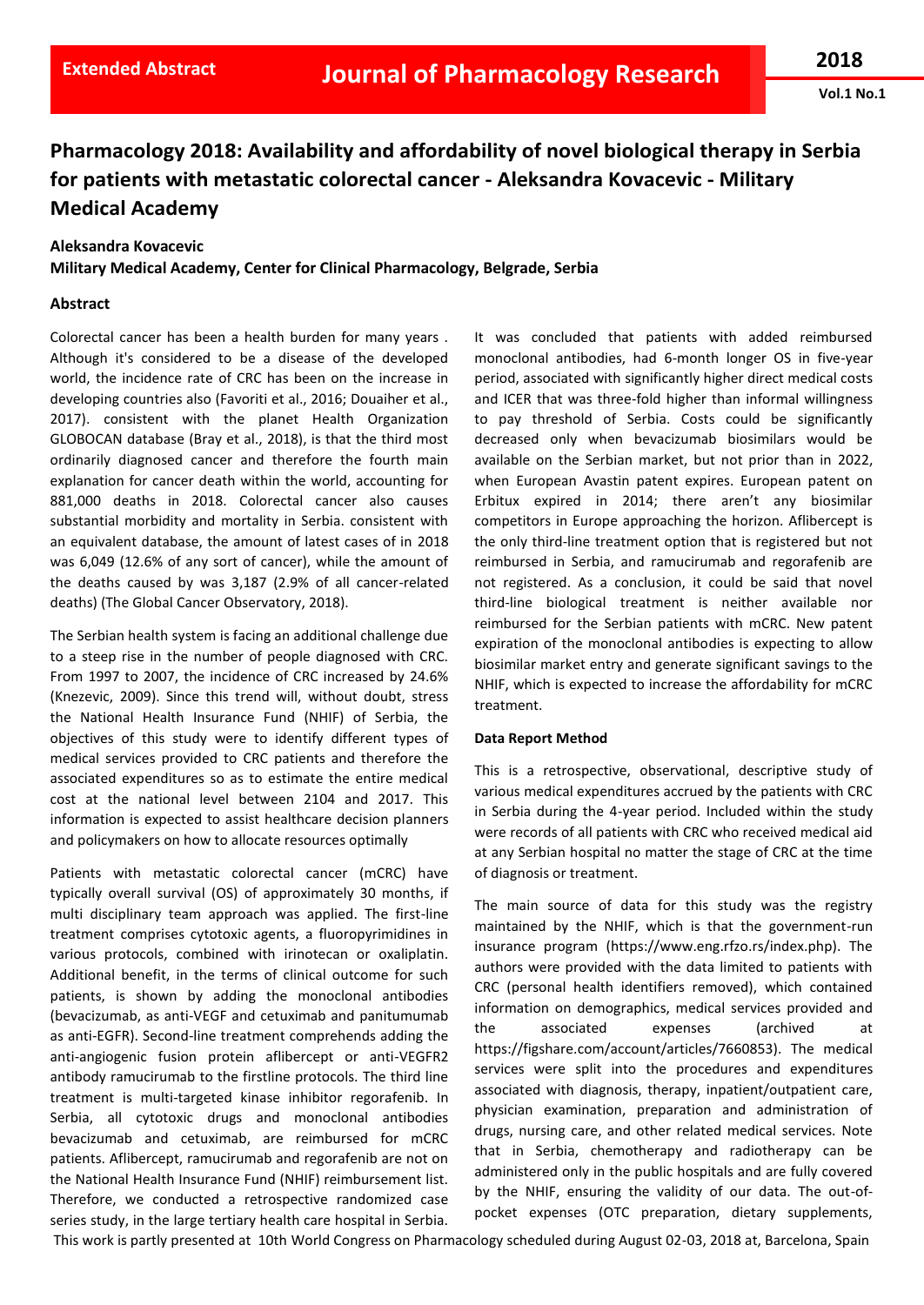# Pharmacology 2018: Availability and affordability of novel biological therapy in Serbia for patients with metastatic colorectal cancer - Aleksandra Kovacevic - Military Medical Academy

**Aleksandra Kovacevic**

**Military Medical Academy, Center for Clinical Pharmacology, Belgrade, Serbia**

### Abstract

Colorectal cancer has been a health burden for many years . Although it's considered to be a disease of the developed world, the incidence rate of CRC has been on the increase in developing countries also (Favoriti et al., 2016; Douaiher et al., 2017). consistent with the planet Health Organization GLOBOCAN database (Bray et al., 2018), is that the third most ordinarily diagnosed cancer and therefore the fourth main explanation for cancer death within the world, accounting for 881,000 deaths in 2018. Colorectal cancer also causes substantial morbidity and mortality in Serbia. consistent with an equivalent database, the amount of latest cases of in 2018 was 6,049 (12.6% of any sort of cancer), while the amount of the deaths caused by was 3,187 (2.9% of all cancer-related deaths) (The Global Cancer Observatory, 2018).

The Serbian health system is facing an additional challenge due to a steep rise in the number of people diagnosed with CRC. From 1997 to 2007, the incidence of CRC increased by 24.6% (Knezevic, 2009). Since this trend will, without doubt, stress the National Health Insurance Fund (NHIF) of Serbia, the objectives of this study were to identify different types of medical services provided to CRC patients and therefore the associated expenditures so as to estimate the entire medical cost at the national level between 2104 and 2017. This information is expected to assist healthcare decision planners and policymakers on how to allocate resources optimally

Patients with metastatic colorectal cancer (mCRC) have typically overall survival (OS) of approximately 30 months, if multi disciplinary team approach was applied. The first-line treatment comprises cytotoxic agents, a fluoropyrimidines in various protocols, combined with irinotecan or oxaliplatin. Additional benefit, in the terms of clinical outcome for such patients, is shown by adding the monoclonal antibodies (bevacizumab, as anti-VEGF and cetuximab and panitumumab as anti-EGFR). Second-line treatment comprehends adding the anti-angiogenic fusion protein aflibercept or anti-VEGFR2 antibody ramucirumab to the firstline protocols. The third line treatment is multi-targeted kinase inhibitor regorafenib. In Serbia, all cytotoxic drugs and monoclonal antibodies bevacizumab and cetuximab, are reimbursed for mCRC patients. Aflibercept, ramucirumab and regorafenib are not on the National Health Insurance Fund (NHIF) reimbursement list. Therefore, we conducted a retrospective randomized case series study, in the large tertiary health care hospital in Serbia. It was concluded that patients with added reimbursed monoclonal antibodies, had 6-month longer OS in five-year period, associated with significantly higher direct medical costs and ICER that was three-fold higher than informal willingness to pay threshold of Serbia. Costs could be significantly decreased only when bevacizumab biosimilars would be available on the Serbian market, but not prior than in 2022, when European Avastin patent expires. European patent on Erbitux expired in 2014; there aren't any biosimilar competitors in Europe approaching the horizon. Aflibercept is the only third-line treatment option that is registered but not reimbursed in Serbia, and ramucirumab and regorafenib are not registered. As a conclusion, it could be said that novel third-line biological treatment is neither available nor reimbursed for the Serbian patients with mCRC. New patent expiration of the monoclonal antibodies is expecting to allow biosimilar market entry and generate significant savings to the NHIF, which is expected to increase the affordability for mCRC treatment.

### Data Report Method

This is a retrospective, observational, descriptive study of various medical expenditures accrued by the patients with CRC in Serbia during the 4-year period. Included within the study were records of all patients with CRC who received medical aid at any Serbian hospital no matter the stage of CRC at the time of diagnosis or treatment.

The main source of data for this study was the registry maintained by the NHIF, which is that the government-run insurance program (https://www.eng.rfzo.rs/index.php). The authors were provided with the data limited to patients with CRC (personal health identifiers removed), which contained information on demographics, medical services provided and the associated expenses (archived at https://figshare.com/account/articles/7660853). The medical services were split into the procedures and expenditures associated with diagnosis, therapy, inpatient/outpatient care, physician examination, preparation and administration of drugs, nursing care, and other related medical services. Note that in Serbia, chemotherapy and radiotherapy can be administered only in the public hospitals and are fully covered by the NHIF, ensuring the validity of our data. The out-of-pocket expenses (OTC preparation, dietary supplements,

This work is partly presented at 10th World Congress on Pharmacology scheduled during August 02-03, 2018 at, Barcelona, Spain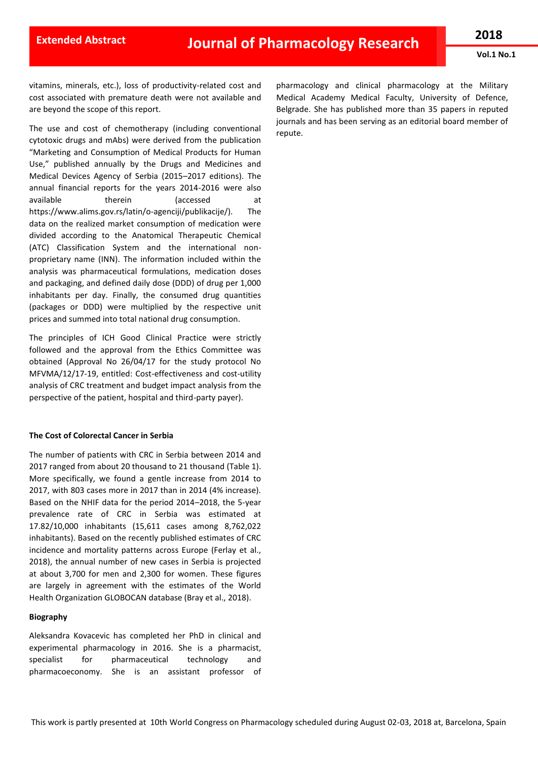vitamins, minerals, etc.), loss of productivity-related cost and cost associated with premature death were not available and are beyond the scope of this report.

The use and cost of chemotherapy (including conventional cytotoxic drugs and mAbs) were derived from the publication "Marketing and Consumption of Medical Products for Human Use," published annually by the Drugs and Medicines and Medical Devices Agency of Serbia (2015–2017 editions). The annual financial reports for the years 2014-2016 were also available therein (accessed at https://www.alims.gov.rs/latin/o-agenciji/publikacije/). The data on the realized market consumption of medication were divided according to the Anatomical Therapeutic Chemical (ATC) Classification System and the international non-proprietary name (INN). The information included within the analysis was pharmaceutical formulations, medication doses and packaging, and defined daily dose (DDD) of drug per 1,000 inhabitants per day. Finally, the consumed drug quantities (packages or DDD) were multiplied by the respective unit prices and summed into total national drug consumption.

The principles of ICH Good Clinical Practice were strictly followed and the approval from the Ethics Committee was obtained (Approval No 26/04/17 for the study protocol No MFVMA/12/17-19, entitled: Cost-effectiveness and cost-utility analysis of CRC treatment and budget impact analysis from the perspective of the patient, hospital and third-party payer).

**The Cost of Colorectal Cancer in Serbia**

The number of patients with CRC in Serbia between 2014 and 2017 ranged from about 20 thousand to 21 thousand (Table 1). More specifically, we found a gentle increase from 2014 to 2017, with 803 cases more in 2017 than in 2014 (4% increase). Based on the NHIF data for the period 2014–2018, the 5-year prevalence rate of CRC in Serbia was estimated at 17.82/10,000 inhabitants (15,611 cases among 8,762,022 inhabitants). Based on the recently published estimates of CRC incidence and mortality patterns across Europe (Ferlay et al., 2018), the annual number of new cases in Serbia is projected at about 3,700 for men and 2,300 for women. These figures are largely in agreement with the estimates of the World Health Organization GLOBOCAN database (Bray et al., 2018).

**Biography**

Aleksandra Kovacevic has completed her PhD in clinical and experimental pharmacology in 2016. She is a pharmacist, specialist for pharmaceutical technology and pharmacoeconomy. She is an assistant professor of pharmacology and clinical pharmacology at the Military Medical Academy Medical Faculty, University of Defence, Belgrade. She has published more than 35 papers in reputed journals and has been serving as an editorial board member of repute.